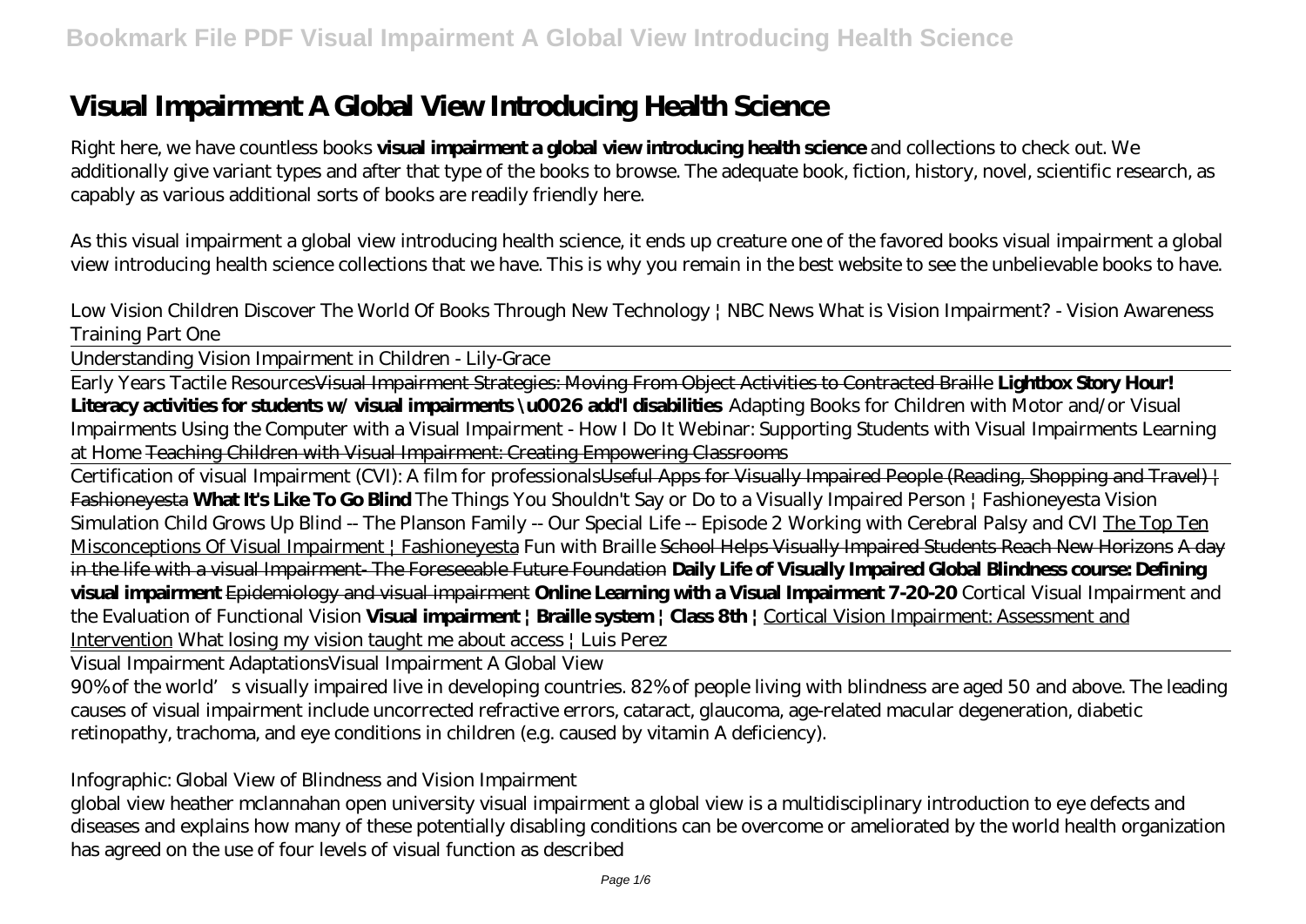# Visual Impairment A Global View Introducing Health Science

Right here, we have countless books **visual impairment a global view introducing health science** and collections to check out. We additionally give variant types and after that type of the books to browse. The adequate book, fiction, history, novel, scientific research, as capably as various additional sorts of books are readily friendly here.

As this visual impairment a global view introducing health science, it ends up creature one of the favored books visual impairment a global view introducing health science collections that we have. This is why you remain in the best website to see the unbelievable books to have.

*Low Vision Children Discover The World Of Books Through New Technology | NBC News What is Vision Impairment? - Vision Awareness Training Part One*

Understanding Vision Impairment in Children - Lily-Grace

Early Years Tactile ResourcesVisual Impairment Strategies: Moving From Object Activities to Contracted Braille **Lightbox Story Hour! Literacy activities for students w/ visual impairments \u0026 add'l disabilities** *Adapting Books for Children with Motor and/or Visual Impairments Using the Computer with a Visual Impairment - How I Do It Webinar: Supporting Students with Visual Impairments Learning at Home* Teaching Children with Visual Impairment: Creating Empowering Classrooms

Certification of visual Impairment (CVI): A film for professionalsUseful Apps for Visually Impaired People (Reading, Shopping and Travel) | Fashioneyesta **What It's Like To Go Blind** *The Things You Shouldn't Say or Do to a Visually Impaired Person | Fashioneyesta Vision Simulation Child Grows Up Blind -- The Planson Family -- Our Special Life -- Episode 2 Working with Cerebral Palsy and CVI* The Top Ten Misconceptions Of Visual Impairment | Fashioneyesta *Fun with Braille* School Helps Visually Impaired Students Reach New Horizons A day in the life with a visual Impairment- The Foreseeable Future Foundation **Daily Life of Visually Impaired Global Blindness course: Defining visual impairment** Epidemiology and visual impairment **Online Learning with a Visual Impairment 7-20-20** *Cortical Visual Impairment and the Evaluation of Functional Vision* **Visual impairment | Braille system | Class 8th |** Cortical Vision Impairment: Assessment and Intervention *What losing my vision taught me about access | Luis Perez*

Visual Impairment Adaptations*Visual Impairment A Global View*

90% of the world's visually impaired live in developing countries. 82% of people living with blindness are aged 50 and above. The leading causes of visual impairment include uncorrected refractive errors, cataract, glaucoma, age-related macular degeneration, diabetic retinopathy, trachoma, and eye conditions in children (e.g. caused by vitamin A deficiency).

*Infographic: Global View of Blindness and Vision Impairment*

global view heather mclannahan open university visual impairment a global view is a multidisciplinary introduction to eye defects and diseases and explains how many of these potentially disabling conditions can be overcome or ameliorated by the world health organization has agreed on the use of four levels of visual function as described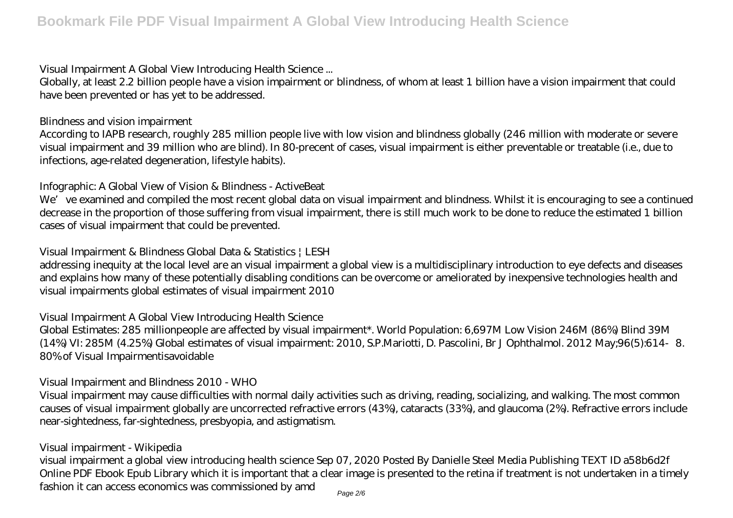*Visual Impairment A Global View Introducing Health Science ...*

Globally, at least 2.2 billion people have a vision impairment or blindness, of whom at least 1 billion have a vision impairment that could have been prevented or has yet to be addressed.

*Blindness and vision impairment*

According to IAPB research, roughly 285 million people live with low vision and blindness globally (246 million with moderate or severe visual impairment and 39 million who are blind). In 80-precent of cases, visual impairment is either preventable or treatable (i.e., due to infections, age-related degeneration, lifestyle habits).

*Infographic: A Global View of Vision & Blindness - ActiveBeat*

We've examined and compiled the most recent global data on visual impairment and blindness. Whilst it is encouraging to see a continued decrease in the proportion of those suffering from visual impairment, there is still much work to be done to reduce the estimated 1 billion cases of visual impairment that could be prevented.

*Visual Impairment & Blindness Global Data & Statistics | LESH*

addressing inequity at the local level are an visual impairment a global view is a multidisciplinary introduction to eye defects and diseases and explains how many of these potentially disabling conditions can be overcome or ameliorated by inexpensive technologies health and visual impairments global estimates of visual impairment 2010

*Visual Impairment A Global View Introducing Health Science*

Global Estimates: 285 millionpeople are affected by visual impairment*. World Population: 6,697M Low Vision 246M (86%) Blind 39M (14%) VI: 285M (4.25%) Global estimates of visual impairment: 2010, S.P.Mariotti, D. Pascolini, Br J Ophthalmol. 2012 May;96(5):614‑8. 80% of Visual Impairmentisavoidable

*Visual Impairment and Blindness 2010 - WHO*

Visual impairment may cause difficulties with normal daily activities such as driving, reading, socializing, and walking. The most common causes of visual impairment globally are uncorrected refractive errors (43%), cataracts (33%), and glaucoma (2%). Refractive errors include near-sightedness, far-sightedness, presbyopia, and astigmatism.

*Visual impairment - Wikipedia*

visual impairment a global view introducing health science Sep 07, 2020 Posted By Danielle Steel Media Publishing TEXT ID a58b6d2f Online PDF Ebook Epub Library which it is important that a clear image is presented to the retina if treatment is not undertaken in a timely fashion it can access economics was commissioned by amd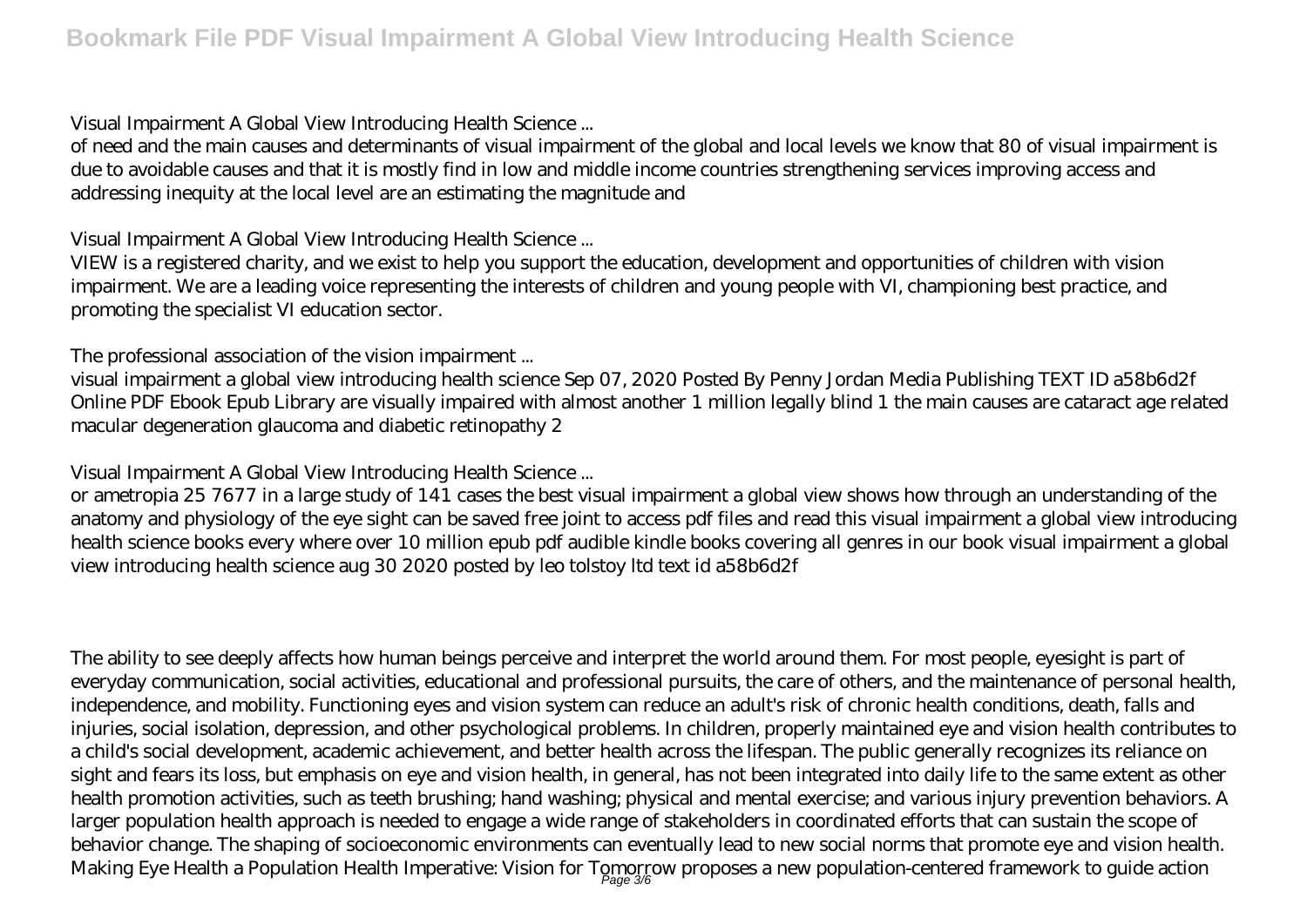Visual Impairment A Global View Introducing Health Science ...

of need and the main causes and determinants of visual impairment of the global and local levels we know that 80 of visual impairment is due to avoidable causes and that it is mostly find in low and middle income countries strengthening services improving access and addressing inequity at the local level are an estimating the magnitude and

Visual Impairment A Global View Introducing Health Science ...

VIEW is a registered charity, and we exist to help you support the education, development and opportunities of children with vision impairment. We are a leading voice representing the interests of children and young people with VI, championing best practice, and promoting the specialist VI education sector.

The professional association of the vision impairment ...

visual impairment a global view introducing health science Sep 07, 2020 Posted By Penny Jordan Media Publishing TEXT ID a58b6d2f Online PDF Ebook Epub Library are visually impaired with almost another 1 million legally blind 1 the main causes are cataract age related macular degeneration glaucoma and diabetic retinopathy 2

Visual Impairment A Global View Introducing Health Science ...

or ametropia 25 7677 in a large study of 141 cases the best visual impairment a global view shows how through an understanding of the anatomy and physiology of the eye sight can be saved free joint to access pdf files and read this visual impairment a global view introducing health science books every where over 10 million epub pdf audible kindle books covering all genres in our book visual impairment a global view introducing health science aug 30 2020 posted by leo tolstoy ltd text id a58b6d2f

The ability to see deeply affects how human beings perceive and interpret the world around them. For most people, eyesight is part of everyday communication, social activities, educational and professional pursuits, the care of others, and the maintenance of personal health, independence, and mobility. Functioning eyes and vision system can reduce an adult's risk of chronic health conditions, death, falls and injuries, social isolation, depression, and other psychological problems. In children, properly maintained eye and vision health contributes to a child's social development, academic achievement, and better health across the lifespan. The public generally recognizes its reliance on sight and fears its loss, but emphasis on eye and vision health, in general, has not been integrated into daily life to the same extent as other health promotion activities, such as teeth brushing; hand washing; physical and mental exercise; and various injury prevention behaviors. A larger population health approach is needed to engage a wide range of stakeholders in coordinated efforts that can sustain the scope of behavior change. The shaping of socioeconomic environments can eventually lead to new social norms that promote eye and vision health. Making Eye Health a Population Health Imperative: Vision for Tomorrow proposes a new population-centered framework to guide action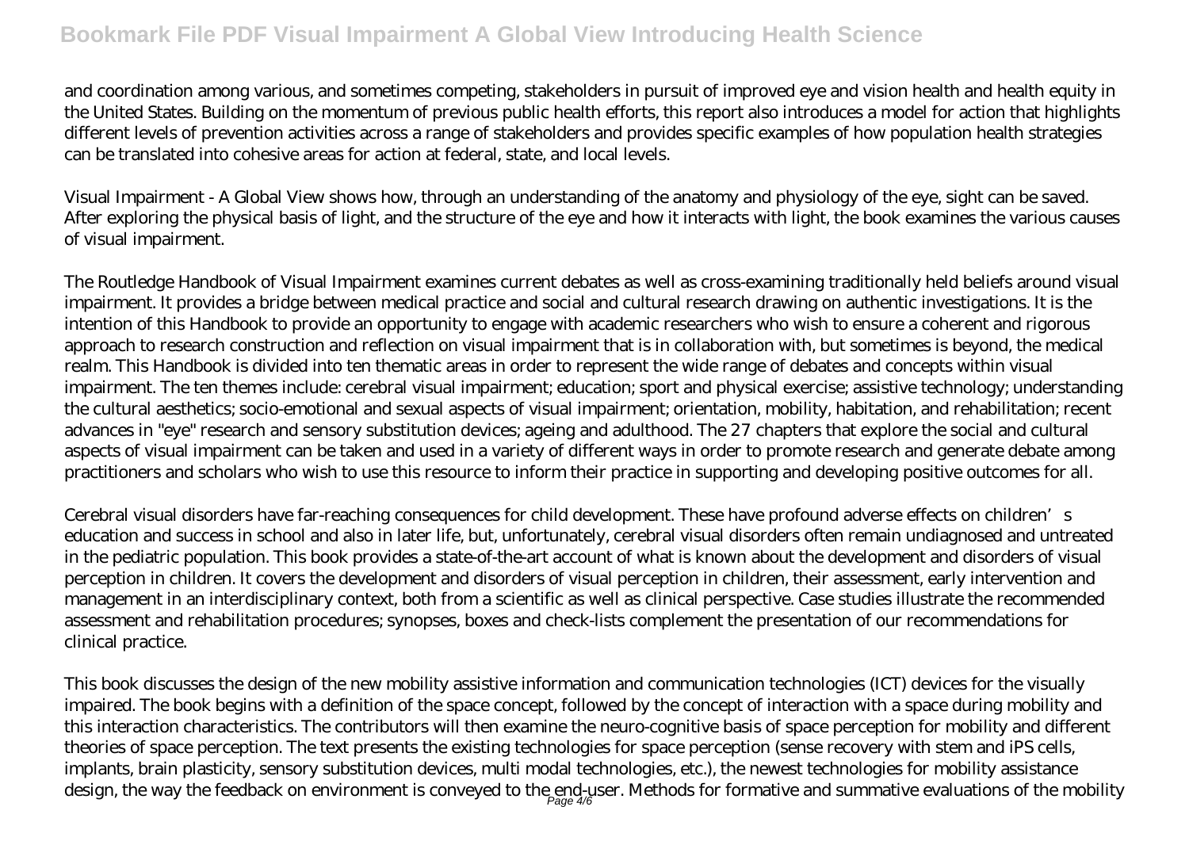and coordination among various, and sometimes competing, stakeholders in pursuit of improved eye and vision health and health equity in the United States. Building on the momentum of previous public health efforts, this report also introduces a model for action that highlights different levels of prevention activities across a range of stakeholders and provides specific examples of how population health strategies can be translated into cohesive areas for action at federal, state, and local levels.

Visual Impairment - A Global View shows how, through an understanding of the anatomy and physiology of the eye, sight can be saved. After exploring the physical basis of light, and the structure of the eye and how it interacts with light, the book examines the various causes of visual impairment.

The Routledge Handbook of Visual Impairment examines current debates as well as cross-examining traditionally held beliefs around visual impairment. It provides a bridge between medical practice and social and cultural research drawing on authentic investigations. It is the intention of this Handbook to provide an opportunity to engage with academic researchers who wish to ensure a coherent and rigorous approach to research construction and reflection on visual impairment that is in collaboration with, but sometimes is beyond, the medical realm. This Handbook is divided into ten thematic areas in order to represent the wide range of debates and concepts within visual impairment. The ten themes include: cerebral visual impairment; education; sport and physical exercise; assistive technology; understanding the cultural aesthetics; socio-emotional and sexual aspects of visual impairment; orientation, mobility, habitation, and rehabilitation; recent advances in "eye" research and sensory substitution devices; ageing and adulthood. The 27 chapters that explore the social and cultural aspects of visual impairment can be taken and used in a variety of different ways in order to promote research and generate debate among practitioners and scholars who wish to use this resource to inform their practice in supporting and developing positive outcomes for all.

Cerebral visual disorders have far-reaching consequences for child development. These have profound adverse effects on children's education and success in school and also in later life, but, unfortunately, cerebral visual disorders often remain undiagnosed and untreated in the pediatric population. This book provides a state-of-the-art account of what is known about the development and disorders of visual perception in children. It covers the development and disorders of visual perception in children, their assessment, early intervention and management in an interdisciplinary context, both from a scientific as well as clinical perspective. Case studies illustrate the recommended assessment and rehabilitation procedures; synopses, boxes and check-lists complement the presentation of our recommendations for clinical practice.

This book discusses the design of the new mobility assistive information and communication technologies (ICT) devices for the visually impaired. The book begins with a definition of the space concept, followed by the concept of interaction with a space during mobility and this interaction characteristics. The contributors will then examine the neuro-cognitive basis of space perception for mobility and different theories of space perception. The text presents the existing technologies for space perception (sense recovery with stem and iPS cells, implants, brain plasticity, sensory substitution devices, multi modal technologies, etc.), the newest technologies for mobility assistance design, the way the feedback on environment is conveyed to the end-user. Methods for formative and summative evaluations of the mobility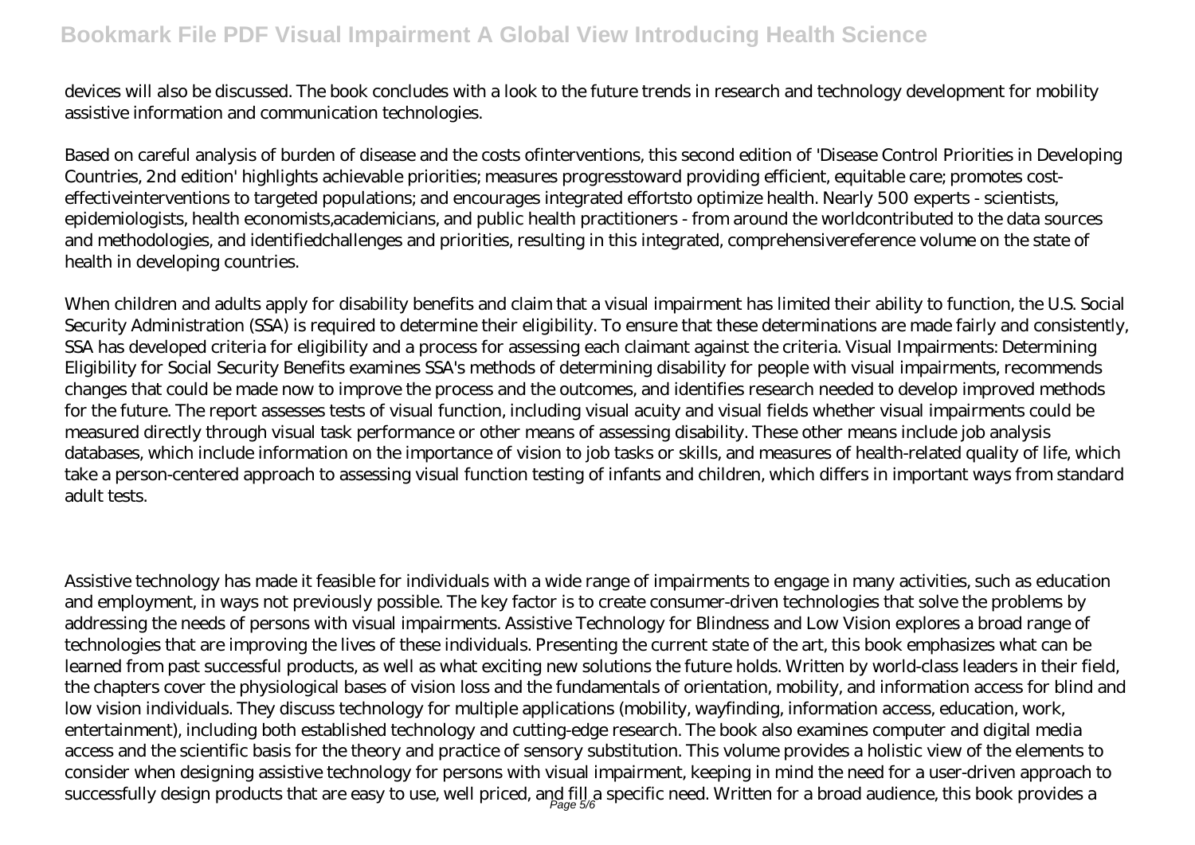devices will also be discussed. The book concludes with a look to the future trends in research and technology development for mobility assistive information and communication technologies.

Based on careful analysis of burden of disease and the costs ofinterventions, this second edition of 'Disease Control Priorities in Developing Countries, 2nd edition' highlights achievable priorities; measures progresstoward providing efficient, equitable care; promotes cost-effectiveinterventions to targeted populations; and encourages integrated effortsto optimize health. Nearly 500 experts - scientists, epidemiologists, health economists,academicians, and public health practitioners - from around the worldcontributed to the data sources and methodologies, and identifiedchallenges and priorities, resulting in this integrated, comprehensivereference volume on the state of health in developing countries.

When children and adults apply for disability benefits and claim that a visual impairment has limited their ability to function, the U.S. Social Security Administration (SSA) is required to determine their eligibility. To ensure that these determinations are made fairly and consistently, SSA has developed criteria for eligibility and a process for assessing each claimant against the criteria. Visual Impairments: Determining Eligibility for Social Security Benefits examines SSA's methods of determining disability for people with visual impairments, recommends changes that could be made now to improve the process and the outcomes, and identifies research needed to develop improved methods for the future. The report assesses tests of visual function, including visual acuity and visual fields whether visual impairments could be measured directly through visual task performance or other means of assessing disability. These other means include job analysis databases, which include information on the importance of vision to job tasks or skills, and measures of health-related quality of life, which take a person-centered approach to assessing visual function testing of infants and children, which differs in important ways from standard adult tests.

Assistive technology has made it feasible for individuals with a wide range of impairments to engage in many activities, such as education and employment, in ways not previously possible. The key factor is to create consumer-driven technologies that solve the problems by addressing the needs of persons with visual impairments. Assistive Technology for Blindness and Low Vision explores a broad range of technologies that are improving the lives of these individuals. Presenting the current state of the art, this book emphasizes what can be learned from past successful products, as well as what exciting new solutions the future holds. Written by world-class leaders in their field, the chapters cover the physiological bases of vision loss and the fundamentals of orientation, mobility, and information access for blind and low vision individuals. They discuss technology for multiple applications (mobility, wayfinding, information access, education, work, entertainment), including both established technology and cutting-edge research. The book also examines computer and digital media access and the scientific basis for the theory and practice of sensory substitution. This volume provides a holistic view of the elements to consider when designing assistive technology for persons with visual impairment, keeping in mind the need for a user-driven approach to successfully design products that are easy to use, well priced, and fill a specific need. Written for a broad audience, this book provides a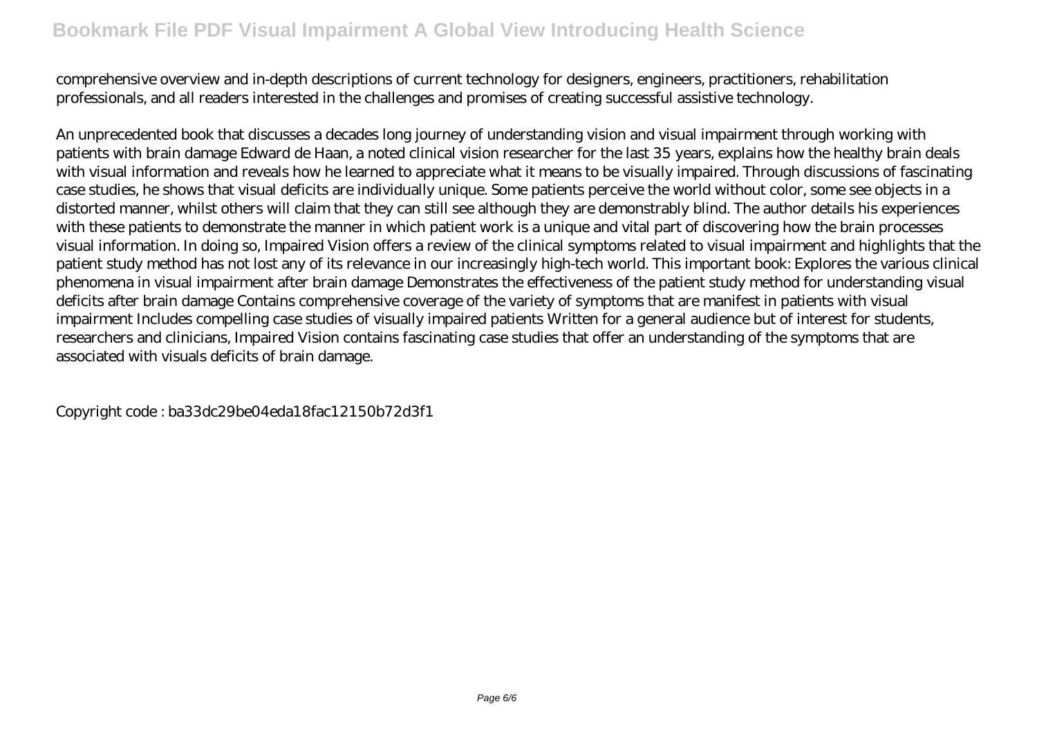comprehensive overview and in-depth descriptions of current technology for designers, engineers, practitioners, rehabilitation professionals, and all readers interested in the challenges and promises of creating successful assistive technology.

An unprecedented book that discusses a decades long journey of understanding vision and visual impairment through working with patients with brain damage Edward de Haan, a noted clinical vision researcher for the last 35 years, explains how the healthy brain deals with visual information and reveals how he learned to appreciate what it means to be visually impaired. Through discussions of fascinating case studies, he shows that visual deficits are individually unique. Some patients perceive the world without color, some see objects in a distorted manner, whilst others will claim that they can still see although they are demonstrably blind. The author details his experiences with these patients to demonstrate the manner in which patient work is a unique and vital part of discovering how the brain processes visual information. In doing so, Impaired Vision offers a review of the clinical symptoms related to visual impairment and highlights that the patient study method has not lost any of its relevance in our increasingly high-tech world. This important book: Explores the various clinical phenomena in visual impairment after brain damage Demonstrates the effectiveness of the patient study method for understanding visual deficits after brain damage Contains comprehensive coverage of the variety of symptoms that are manifest in patients with visual impairment Includes compelling case studies of visually impaired patients Written for a general audience but of interest for students, researchers and clinicians, Impaired Vision contains fascinating case studies that offer an understanding of the symptoms that are associated with visuals deficits of brain damage.

Copyright code : ba33dc29be04eda18fac12150b72d3f1